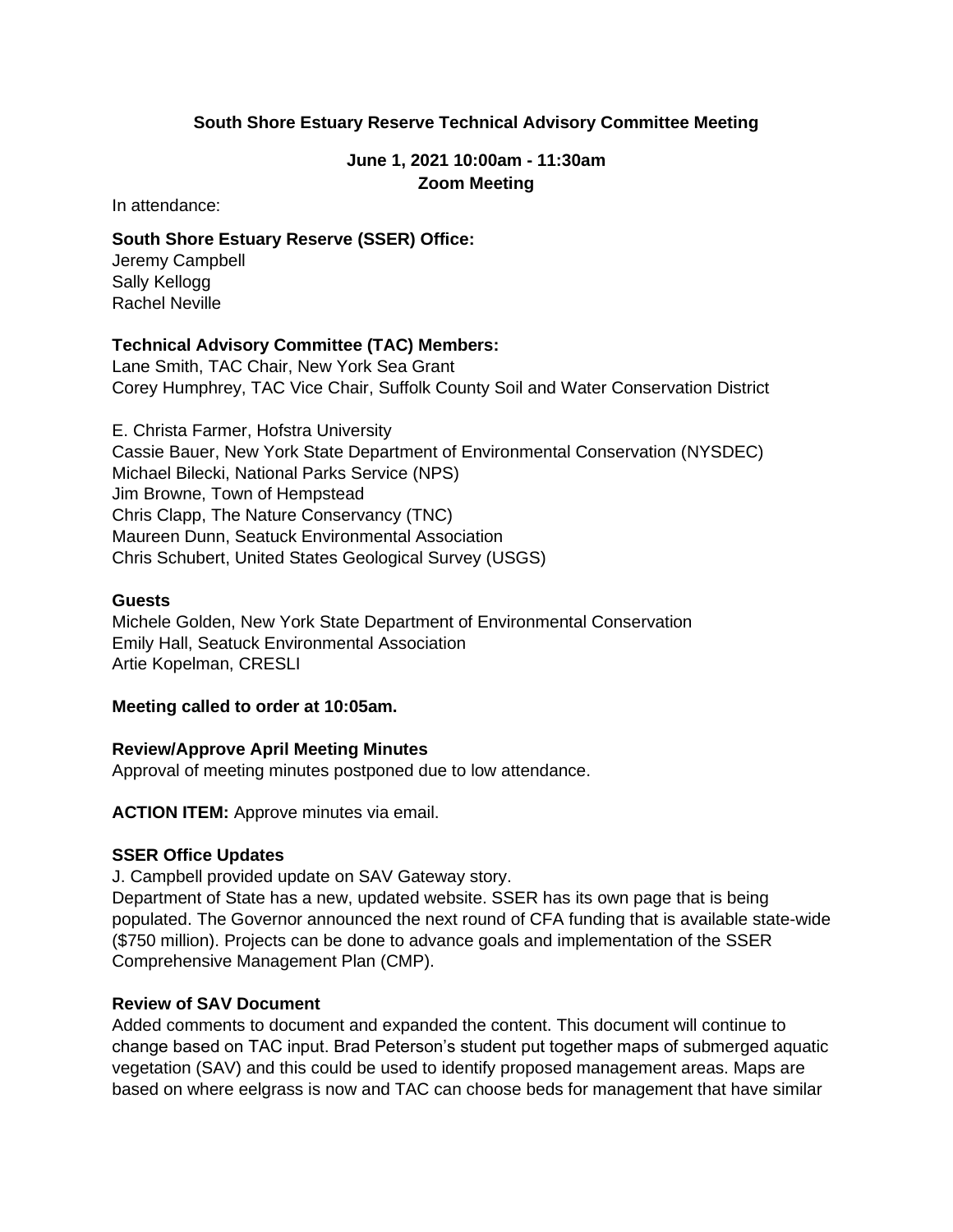**South Shore Estuary Reserve Technical Advisory Committee Meeting**

**June 1, 2021 10:00am - 11:30am**
**Zoom Meeting**

In attendance:

**South Shore Estuary Reserve (SSER) Office:**
Jeremy Campbell
Sally Kellogg
Rachel Neville

**Technical Advisory Committee (TAC) Members:**
Lane Smith, TAC Chair, New York Sea Grant
Corey Humphrey, TAC Vice Chair, Suffolk County Soil and Water Conservation District

E. Christa Farmer, Hofstra University
Cassie Bauer, New York State Department of Environmental Conservation (NYSDEC)
Michael Bilecki, National Parks Service (NPS)
Jim Browne, Town of Hempstead
Chris Clapp, The Nature Conservancy (TNC)
Maureen Dunn, Seatuck Environmental Association
Chris Schubert, United States Geological Survey (USGS)

**Guests**
Michele Golden, New York State Department of Environmental Conservation
Emily Hall, Seatuck Environmental Association
Artie Kopelman, CRESLI

**Meeting called to order at 10:05am.**

**Review/Approve April Meeting Minutes**
Approval of meeting minutes postponed due to low attendance.

**ACTION ITEM:** Approve minutes via email.

**SSER Office Updates**
J. Campbell provided update on SAV Gateway story.
Department of State has a new, updated website. SSER has its own page that is being populated. The Governor announced the next round of CFA funding that is available state-wide ($750 million). Projects can be done to advance goals and implementation of the SSER Comprehensive Management Plan (CMP).

**Review of SAV Document**
Added comments to document and expanded the content. This document will continue to change based on TAC input. Brad Peterson's student put together maps of submerged aquatic vegetation (SAV) and this could be used to identify proposed management areas. Maps are based on where eelgrass is now and TAC can choose beds for management that have similar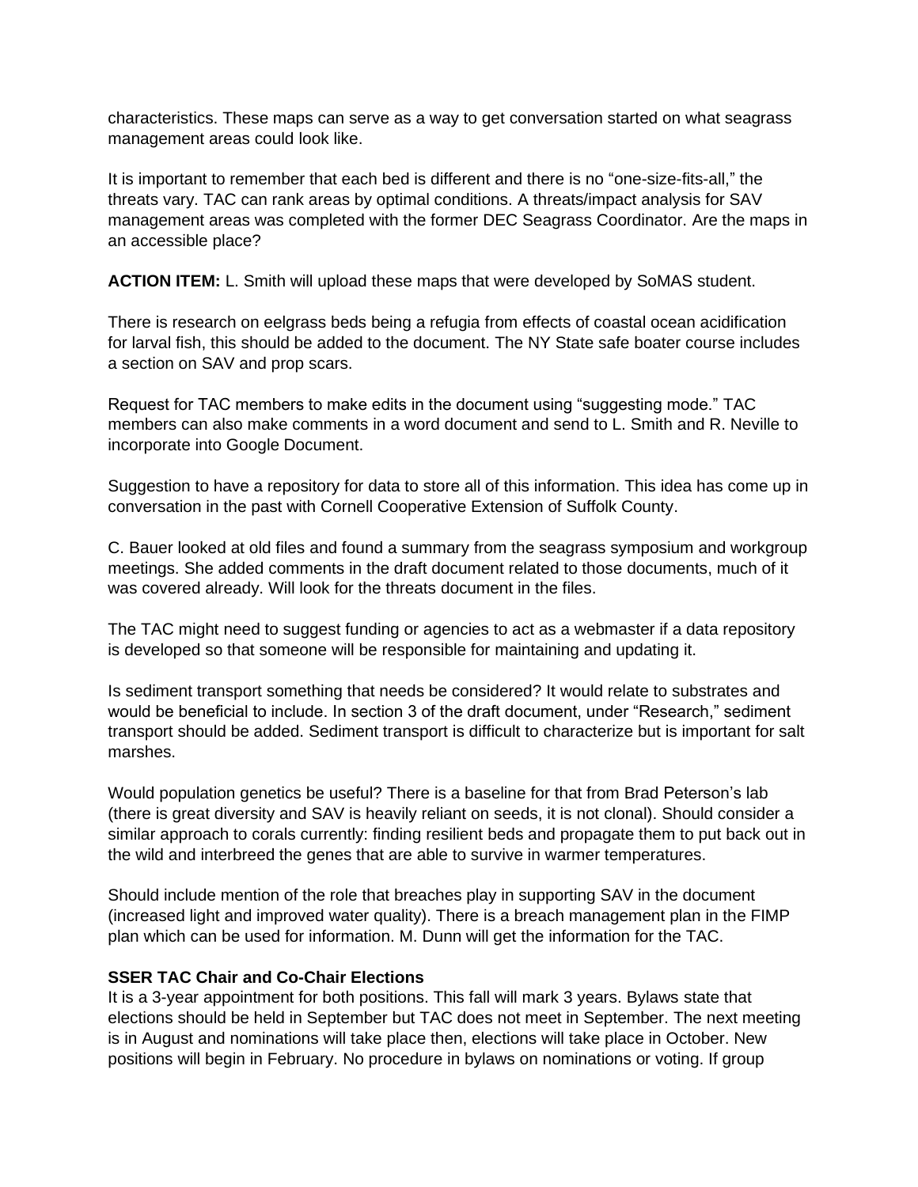characteristics. These maps can serve as a way to get conversation started on what seagrass management areas could look like.

It is important to remember that each bed is different and there is no "one-size-fits-all," the threats vary. TAC can rank areas by optimal conditions. A threats/impact analysis for SAV management areas was completed with the former DEC Seagrass Coordinator. Are the maps in an accessible place?

**ACTION ITEM:** L. Smith will upload these maps that were developed by SoMAS student.

There is research on eelgrass beds being a refugia from effects of coastal ocean acidification for larval fish, this should be added to the document. The NY State safe boater course includes a section on SAV and prop scars.

Request for TAC members to make edits in the document using "suggesting mode." TAC members can also make comments in a word document and send to L. Smith and R. Neville to incorporate into Google Document.

Suggestion to have a repository for data to store all of this information. This idea has come up in conversation in the past with Cornell Cooperative Extension of Suffolk County.

C. Bauer looked at old files and found a summary from the seagrass symposium and workgroup meetings. She added comments in the draft document related to those documents, much of it was covered already. Will look for the threats document in the files.

The TAC might need to suggest funding or agencies to act as a webmaster if a data repository is developed so that someone will be responsible for maintaining and updating it.

Is sediment transport something that needs be considered? It would relate to substrates and would be beneficial to include. In section 3 of the draft document, under "Research," sediment transport should be added. Sediment transport is difficult to characterize but is important for salt marshes.

Would population genetics be useful? There is a baseline for that from Brad Peterson's lab (there is great diversity and SAV is heavily reliant on seeds, it is not clonal). Should consider a similar approach to corals currently: finding resilient beds and propagate them to put back out in the wild and interbreed the genes that are able to survive in warmer temperatures.

Should include mention of the role that breaches play in supporting SAV in the document (increased light and improved water quality). There is a breach management plan in the FIMP plan which can be used for information. M. Dunn will get the information for the TAC.

**SSER TAC Chair and Co-Chair Elections**

It is a 3-year appointment for both positions. This fall will mark 3 years. Bylaws state that elections should be held in September but TAC does not meet in September. The next meeting is in August and nominations will take place then, elections will take place in October. New positions will begin in February. No procedure in bylaws on nominations or voting. If group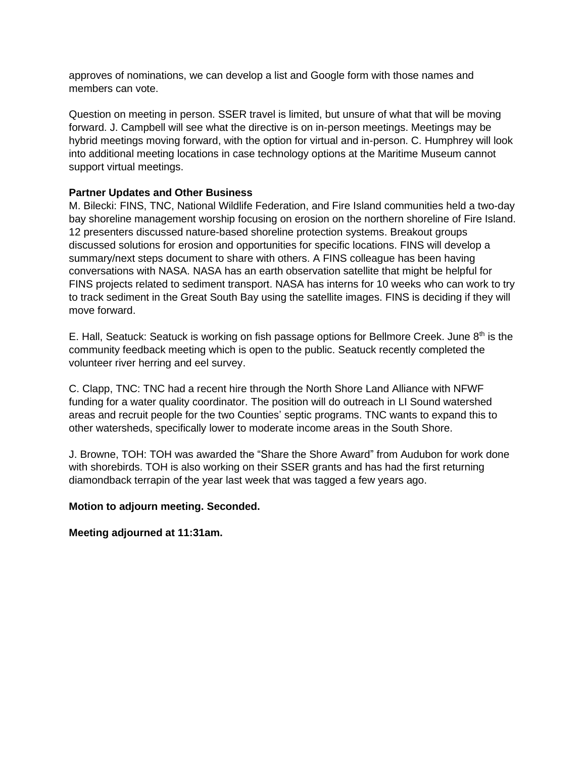approves of nominations, we can develop a list and Google form with those names and members can vote.

Question on meeting in person. SSER travel is limited, but unsure of what that will be moving forward. J. Campbell will see what the directive is on in-person meetings. Meetings may be hybrid meetings moving forward, with the option for virtual and in-person. C. Humphrey will look into additional meeting locations in case technology options at the Maritime Museum cannot support virtual meetings.

**Partner Updates and Other Business**

M. Bilecki: FINS, TNC, National Wildlife Federation, and Fire Island communities held a two-day bay shoreline management worship focusing on erosion on the northern shoreline of Fire Island. 12 presenters discussed nature-based shoreline protection systems. Breakout groups discussed solutions for erosion and opportunities for specific locations. FINS will develop a summary/next steps document to share with others. A FINS colleague has been having conversations with NASA. NASA has an earth observation satellite that might be helpful for FINS projects related to sediment transport. NASA has interns for 10 weeks who can work to try to track sediment in the Great South Bay using the satellite images. FINS is deciding if they will move forward.

E. Hall, Seatuck: Seatuck is working on fish passage options for Bellmore Creek. June 8th is the community feedback meeting which is open to the public. Seatuck recently completed the volunteer river herring and eel survey.

C. Clapp, TNC: TNC had a recent hire through the North Shore Land Alliance with NFWF funding for a water quality coordinator. The position will do outreach in LI Sound watershed areas and recruit people for the two Counties' septic programs. TNC wants to expand this to other watersheds, specifically lower to moderate income areas in the South Shore.

J. Browne, TOH: TOH was awarded the "Share the Shore Award" from Audubon for work done with shorebirds. TOH is also working on their SSER grants and has had the first returning diamondback terrapin of the year last week that was tagged a few years ago.

**Motion to adjourn meeting. Seconded.**

**Meeting adjourned at 11:31am.**